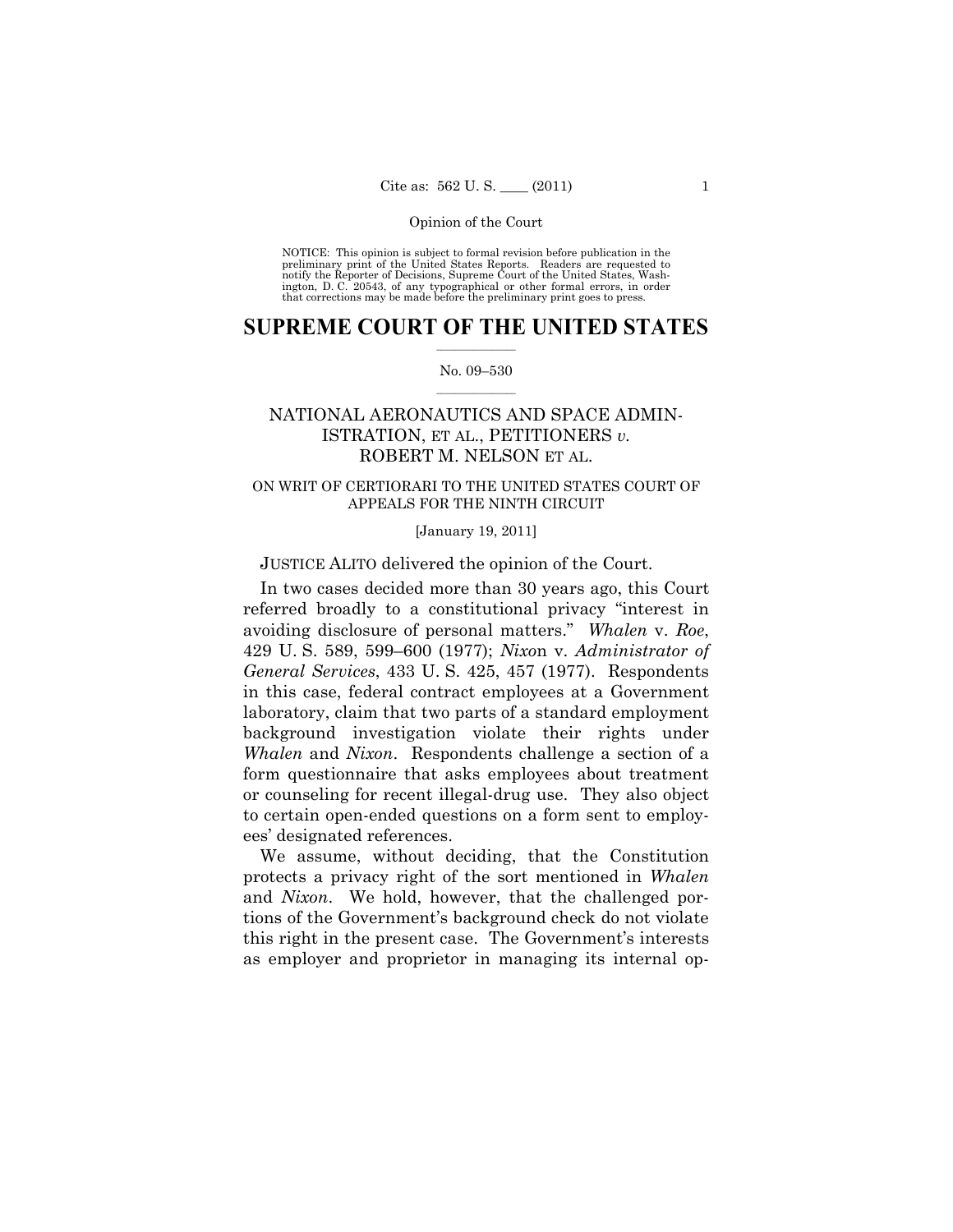NOTICE: This opinion is subject to formal revision before publication in the preliminary print of the United States Reports. Readers are requested to notify the Reporter of Decisions, Supreme Court of the United States, Washington, D. C. 20543, of any typographical or other formal errors, in order that corrections may be made before the preliminary print goes to press.

# SUPREME COURT OF THE UNITED STATES

No. 09–530

## NATIONAL AERONAUTICS AND SPACE ADMINISTRATION, ET AL., PETITIONERS *v.* ROBERT M. NELSON ET AL.

ON WRIT OF CERTIORARI TO THE UNITED STATES COURT OF APPEALS FOR THE NINTH CIRCUIT

[January 19, 2011]

JUSTICE ALITO delivered the opinion of the Court.

In two cases decided more than 30 years ago, this Court referred broadly to a constitutional privacy "interest in avoiding disclosure of personal matters." *Whalen* v. *Roe*, 429 U. S. 589, 599–600 (1977); *Nixon* v. *Administrator of General Services*, 433 U. S. 425, 457 (1977). Respondents in this case, federal contract employees at a Government laboratory, claim that two parts of a standard employment background investigation violate their rights under *Whalen* and *Nixon*. Respondents challenge a section of a form questionnaire that asks employees about treatment or counseling for recent illegal-drug use. They also object to certain open-ended questions on a form sent to employees' designated references.

We assume, without deciding, that the Constitution protects a privacy right of the sort mentioned in *Whalen* and *Nixon*. We hold, however, that the challenged portions of the Government's background check do not violate this right in the present case. The Government's interests as employer and proprietor in managing its internal op-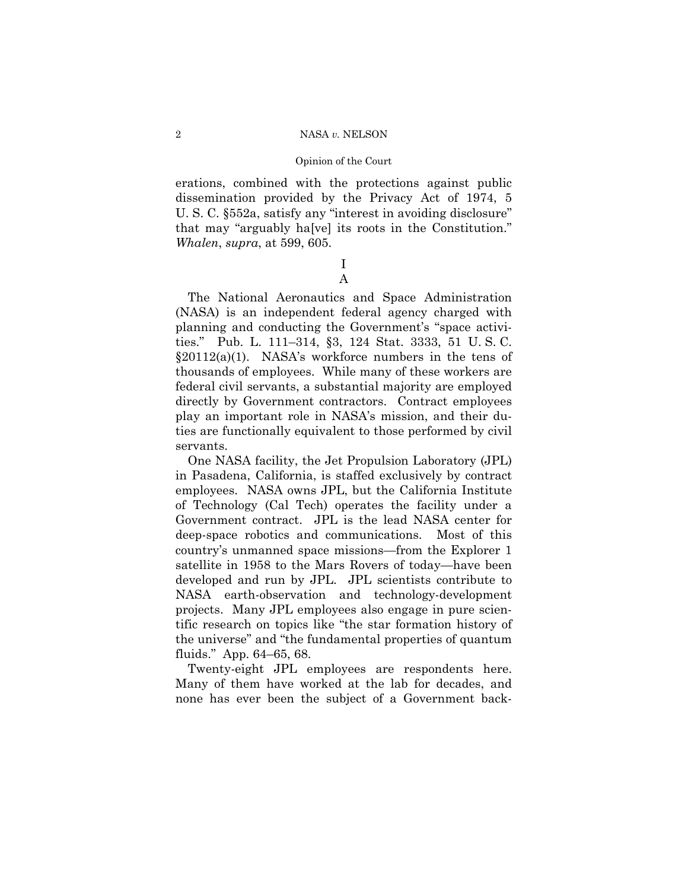erations, combined with the protections against public dissemination provided by the Privacy Act of 1974, 5 U. S. C. §552a, satisfy any "interest in avoiding disclosure" that may "arguably ha[ve] its roots in the Constitution." *Whalen*, *supra*, at 599, 605.

# I

## A

The National Aeronautics and Space Administration (NASA) is an independent federal agency charged with planning and conducting the Government's "space activities." Pub. L. 111–314, §3, 124 Stat. 3333, 51 U. S. C. §20112(a)(1). NASA's workforce numbers in the tens of thousands of employees. While many of these workers are federal civil servants, a substantial majority are employed directly by Government contractors. Contract employees play an important role in NASA's mission, and their duties are functionally equivalent to those performed by civil servants.

One NASA facility, the Jet Propulsion Laboratory (JPL) in Pasadena, California, is staffed exclusively by contract employees. NASA owns JPL, but the California Institute of Technology (Cal Tech) operates the facility under a Government contract. JPL is the lead NASA center for deep-space robotics and communications. Most of this country's unmanned space missions—from the Explorer 1 satellite in 1958 to the Mars Rovers of today—have been developed and run by JPL. JPL scientists contribute to NASA earth-observation and technology-development projects. Many JPL employees also engage in pure scientific research on topics like "the star formation history of the universe" and "the fundamental properties of quantum fluids." App. 64–65, 68.

Twenty-eight JPL employees are respondents here. Many of them have worked at the lab for decades, and none has ever been the subject of a Government back-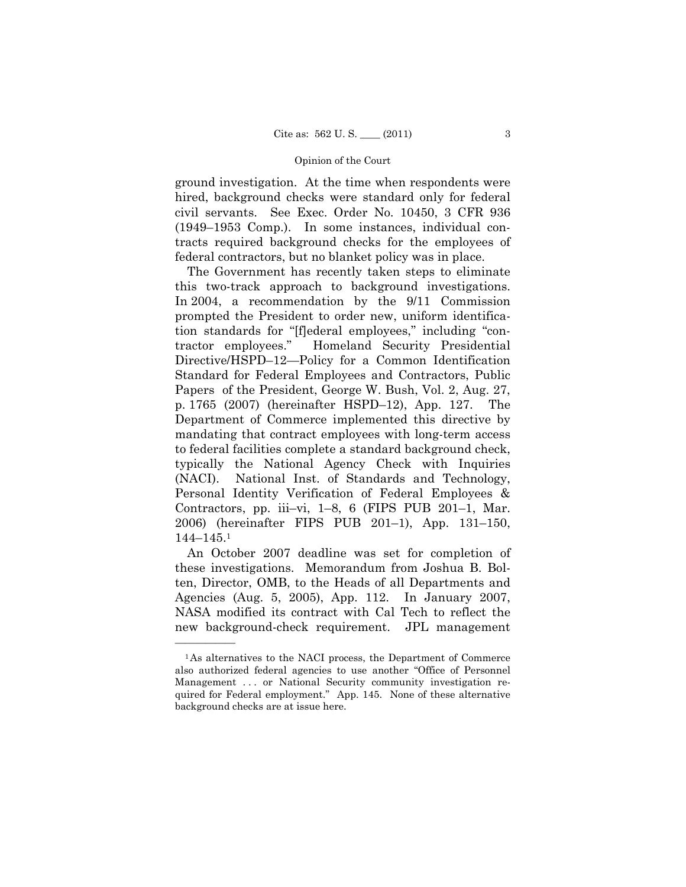ground investigation. At the time when respondents were hired, background checks were standard only for federal civil servants. See Exec. Order No. 10450, 3 CFR 936 (1949–1953 Comp.). In some instances, individual contracts required background checks for the employees of federal contractors, but no blanket policy was in place.

The Government has recently taken steps to eliminate this two-track approach to background investigations. In 2004, a recommendation by the 9/11 Commission prompted the President to order new, uniform identification standards for "[f]ederal employees," including "contractor employees." Homeland Security Presidential Directive/HSPD–12—Policy for a Common Identification Standard for Federal Employees and Contractors, Public Papers of the President, George W. Bush, Vol. 2, Aug. 27, p. 1765 (2007) (hereinafter HSPD–12), App. 127. The Department of Commerce implemented this directive by mandating that contract employees with long-term access to federal facilities complete a standard background check, typically the National Agency Check with Inquiries (NACI). National Inst. of Standards and Technology, Personal Identity Verification of Federal Employees & Contractors, pp. iii–vi, 1–8, 6 (FIPS PUB 201–1, Mar. 2006) (hereinafter FIPS PUB 201–1), App. 131–150, 144–145.[1]

An October 2007 deadline was set for completion of these investigations. Memorandum from Joshua B. Bolten, Director, OMB, to the Heads of all Departments and Agencies (Aug. 5, 2005), App. 112. In January 2007, NASA modified its contract with Cal Tech to reflect the new background-check requirement. JPL management

---

[1] As alternatives to the NACI process, the Department of Commerce also authorized federal agencies to use another "Office of Personnel Management . . . or National Security community investigation required for Federal employment." App. 145. None of these alternative background checks are at issue here.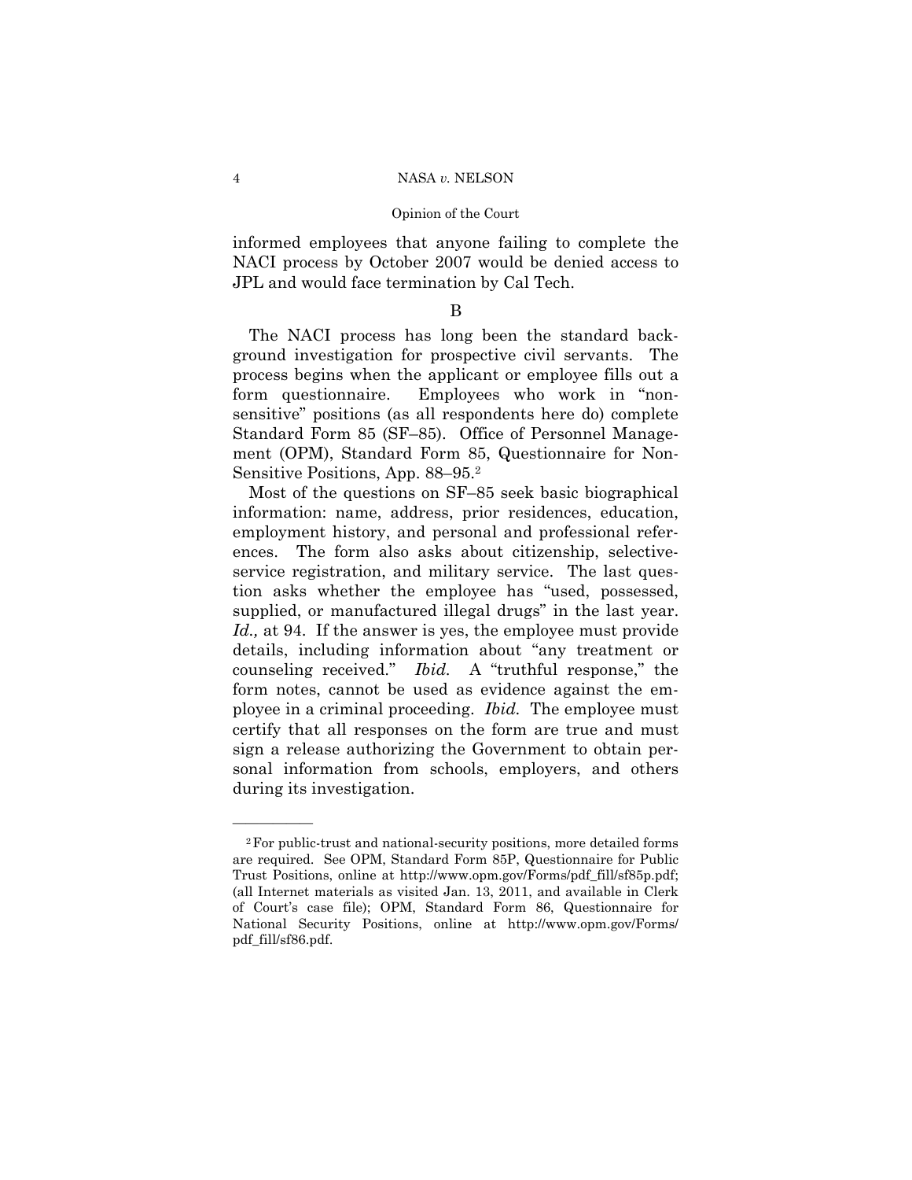informed employees that anyone failing to complete the NACI process by October 2007 would be denied access to JPL and would face termination by Cal Tech.

B

The NACI process has long been the standard background investigation for prospective civil servants. The process begins when the applicant or employee fills out a form questionnaire. Employees who work in "nonsensitive" positions (as all respondents here do) complete Standard Form 85 (SF–85). Office of Personnel Management (OPM), Standard Form 85, Questionnaire for Non-Sensitive Positions, App. 88–95.[2]

Most of the questions on SF–85 seek basic biographical information: name, address, prior residences, education, employment history, and personal and professional references. The form also asks about citizenship, selective-service registration, and military service. The last question asks whether the employee has "used, possessed, supplied, or manufactured illegal drugs" in the last year. *Id.,* at 94. If the answer is yes, the employee must provide details, including information about "any treatment or counseling received." *Ibid.* A "truthful response," the form notes, cannot be used as evidence against the employee in a criminal proceeding. *Ibid.* The employee must certify that all responses on the form are true and must sign a release authorizing the Government to obtain personal information from schools, employers, and others during its investigation.

---

[2] For public-trust and national-security positions, more detailed forms are required. See OPM, Standard Form 85P, Questionnaire for Public Trust Positions, online at http://www.opm.gov/Forms/pdf_fill/sf85p.pdf; (all Internet materials as visited Jan. 13, 2011, and available in Clerk of Court's case file); OPM, Standard Form 86, Questionnaire for National Security Positions, online at http://www.opm.gov/Forms/pdf_fill/sf86.pdf.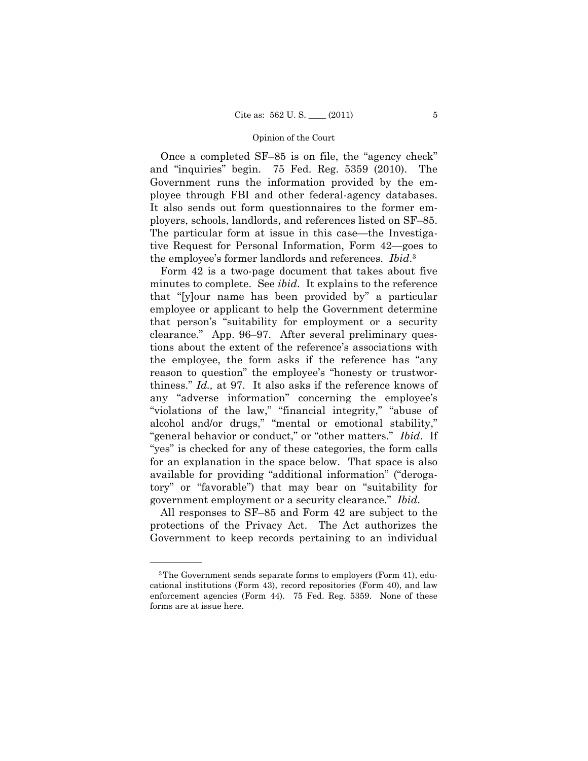Once a completed SF–85 is on file, the "agency check" and "inquiries" begin. 75 Fed. Reg. 5359 (2010). The Government runs the information provided by the employee through FBI and other federal-agency databases. It also sends out form questionnaires to the former employers, schools, landlords, and references listed on SF–85. The particular form at issue in this case—the Investigative Request for Personal Information, Form 42—goes to the employee's former landlords and references. *Ibid*.[3]

Form 42 is a two-page document that takes about five minutes to complete. See *ibid*. It explains to the reference that "[y]our name has been provided by" a particular employee or applicant to help the Government determine that person's "suitability for employment or a security clearance." App. 96–97. After several preliminary questions about the extent of the reference's associations with the employee, the form asks if the reference has "any reason to question" the employee's "honesty or trustworthiness." *Id.,* at 97. It also asks if the reference knows of any "adverse information" concerning the employee's "violations of the law," "financial integrity," "abuse of alcohol and/or drugs," "mental or emotional stability," "general behavior or conduct," or "other matters." *Ibid*. If "yes" is checked for any of these categories, the form calls for an explanation in the space below. That space is also available for providing "additional information" ("derogatory" or "favorable") that may bear on "suitability for government employment or a security clearance." *Ibid*.

All responses to SF–85 and Form 42 are subject to the protections of the Privacy Act. The Act authorizes the Government to keep records pertaining to an individual

---

[3] The Government sends separate forms to employers (Form 41), educational institutions (Form 43), record repositories (Form 40), and law enforcement agencies (Form 44). 75 Fed. Reg. 5359. None of these forms are at issue here.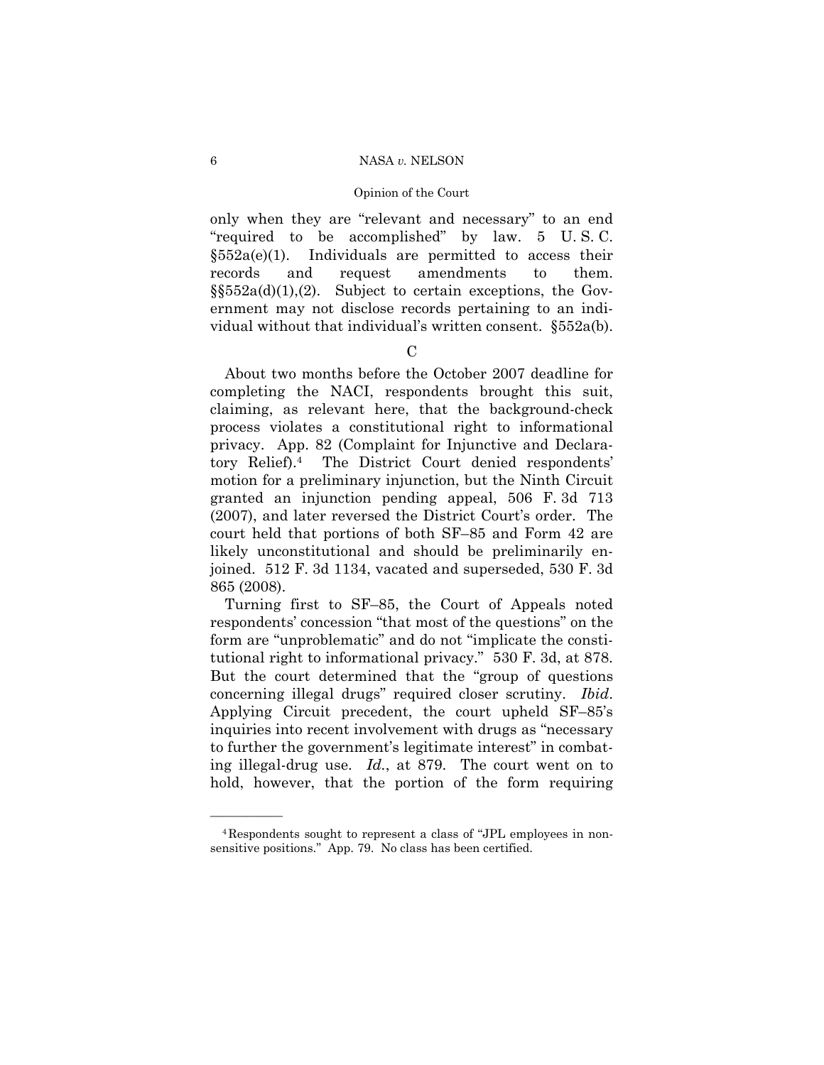only when they are "relevant and necessary" to an end "required to be accomplished" by law. 5 U. S. C. §552a(e)(1). Individuals are permitted to access their records and request amendments to them. §§552a(d)(1),(2). Subject to certain exceptions, the Government may not disclose records pertaining to an individual without that individual's written consent. §552a(b).

C

About two months before the October 2007 deadline for completing the NACI, respondents brought this suit, claiming, as relevant here, that the background-check process violates a constitutional right to informational privacy. App. 82 (Complaint for Injunctive and Declaratory Relief).[4] The District Court denied respondents' motion for a preliminary injunction, but the Ninth Circuit granted an injunction pending appeal, 506 F. 3d 713 (2007), and later reversed the District Court's order. The court held that portions of both SF–85 and Form 42 are likely unconstitutional and should be preliminarily enjoined. 512 F. 3d 1134, vacated and superseded, 530 F. 3d 865 (2008).

Turning first to SF–85, the Court of Appeals noted respondents' concession "that most of the questions" on the form are "unproblematic" and do not "implicate the constitutional right to informational privacy." 530 F. 3d, at 878. But the court determined that the "group of questions concerning illegal drugs" required closer scrutiny. *Ibid*. Applying Circuit precedent, the court upheld SF–85's inquiries into recent involvement with drugs as "necessary to further the government's legitimate interest" in combating illegal-drug use. *Id*., at 879. The court went on to hold, however, that the portion of the form requiring

---

[4] Respondents sought to represent a class of "JPL employees in nonsensitive positions." App. 79. No class has been certified.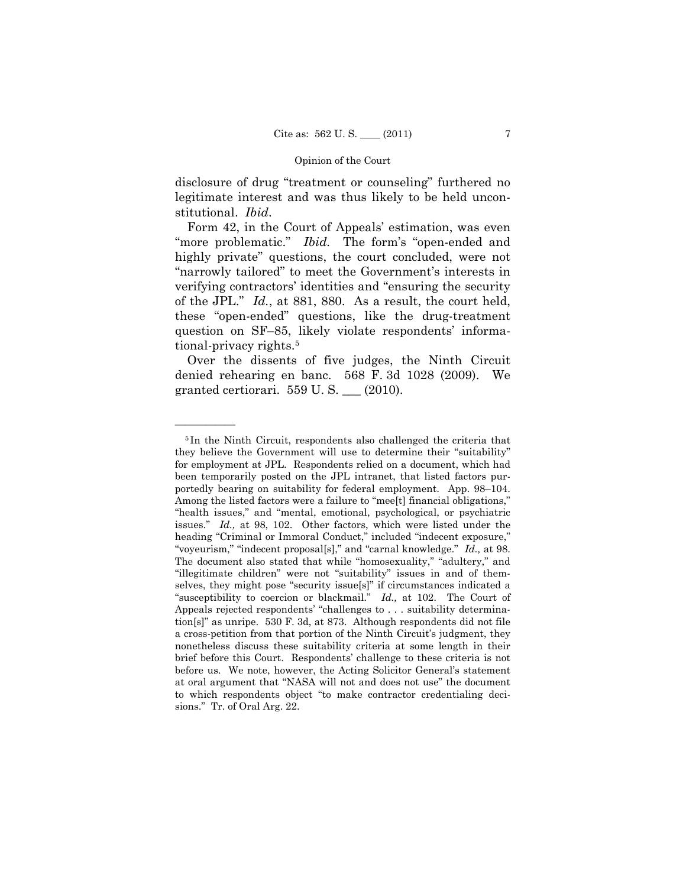disclosure of drug "treatment or counseling" furthered no legitimate interest and was thus likely to be held unconstitutional. *Ibid*.

Form 42, in the Court of Appeals' estimation, was even "more problematic." *Ibid.* The form's "open-ended and highly private" questions, the court concluded, were not "narrowly tailored" to meet the Government's interests in verifying contractors' identities and "ensuring the security of the JPL." *Id.*, at 881, 880. As a result, the court held, these "open-ended" questions, like the drug-treatment question on SF–85, likely violate respondents' informational-privacy rights.[5]

Over the dissents of five judges, the Ninth Circuit denied rehearing en banc. 568 F. 3d 1028 (2009). We granted certiorari. 559 U. S. ___ (2010).

---

[5] In the Ninth Circuit, respondents also challenged the criteria that they believe the Government will use to determine their "suitability" for employment at JPL. Respondents relied on a document, which had been temporarily posted on the JPL intranet, that listed factors purportedly bearing on suitability for federal employment. App. 98–104. Among the listed factors were a failure to "mee[t] financial obligations," "health issues," and "mental, emotional, psychological, or psychiatric issues." *Id.,* at 98, 102. Other factors, which were listed under the heading "Criminal or Immoral Conduct," included "indecent exposure," "voyeurism," "indecent proposal[s]," and "carnal knowledge." *Id.,* at 98. The document also stated that while "homosexuality," "adultery," and "illegitimate children" were not "suitability" issues in and of themselves, they might pose "security issue[s]" if circumstances indicated a "susceptibility to coercion or blackmail." *Id.,* at 102. The Court of Appeals rejected respondents' "challenges to . . . suitability determination[s]" as unripe. 530 F. 3d, at 873. Although respondents did not file a cross-petition from that portion of the Ninth Circuit's judgment, they nonetheless discuss these suitability criteria at some length in their brief before this Court. Respondents' challenge to these criteria is not before us. We note, however, the Acting Solicitor General's statement at oral argument that "NASA will not and does not use" the document to which respondents object "to make contractor credentialing decisions." Tr. of Oral Arg. 22.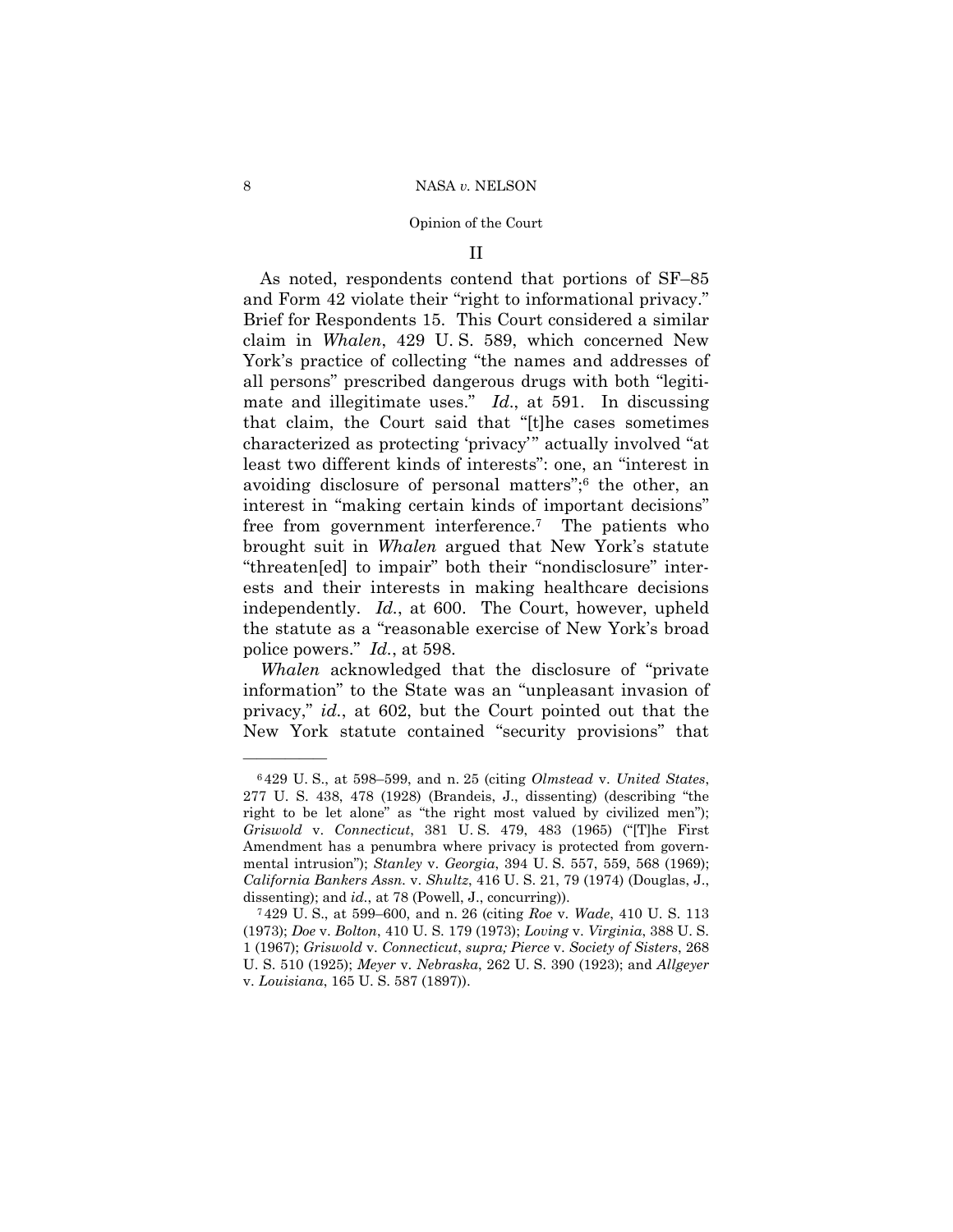## II

As noted, respondents contend that portions of SF–85 and Form 42 violate their "right to informational privacy." Brief for Respondents 15. This Court considered a similar claim in *Whalen*, 429 U. S. 589, which concerned New York's practice of collecting "the names and addresses of all persons" prescribed dangerous drugs with both "legitimate and illegitimate uses." *Id.*, at 591. In discussing that claim, the Court said that "[t]he cases sometimes characterized as protecting 'privacy'" actually involved "at least two different kinds of interests": one, an "interest in avoiding disclosure of personal matters";[6] the other, an interest in "making certain kinds of important decisions" free from government interference.[7] The patients who brought suit in *Whalen* argued that New York's statute "threaten[ed] to impair" both their "nondisclosure" interests and their interests in making healthcare decisions independently. *Id.*, at 600. The Court, however, upheld the statute as a "reasonable exercise of New York's broad police powers." *Id.*, at 598.

*Whalen* acknowledged that the disclosure of "private information" to the State was an "unpleasant invasion of privacy," *id.*, at 602, but the Court pointed out that the New York statute contained "security provisions" that

---

[6] 429 U. S., at 598–599, and n. 25 (citing *Olmstead* v. *United States*, 277 U. S. 438, 478 (1928) (Brandeis, J., dissenting) (describing "the right to be let alone" as "the right most valued by civilized men"); *Griswold* v. *Connecticut*, 381 U. S. 479, 483 (1965) ("[T]he First Amendment has a penumbra where privacy is protected from governmental intrusion"); *Stanley* v. *Georgia*, 394 U. S. 557, 559, 568 (1969); *California Bankers Assn.* v. *Shultz*, 416 U. S. 21, 79 (1974) (Douglas, J., dissenting); and *id.*, at 78 (Powell, J., concurring)).

[7] 429 U. S., at 599–600, and n. 26 (citing *Roe* v. *Wade*, 410 U. S. 113 (1973); *Doe* v. *Bolton*, 410 U. S. 179 (1973); *Loving* v. *Virginia*, 388 U. S. 1 (1967); *Griswold* v. *Connecticut*, *supra; Pierce* v. *Society of Sisters*, 268 U. S. 510 (1925); *Meyer* v. *Nebraska*, 262 U. S. 390 (1923); and *Allgeyer* v. *Louisiana*, 165 U. S. 587 (1897)).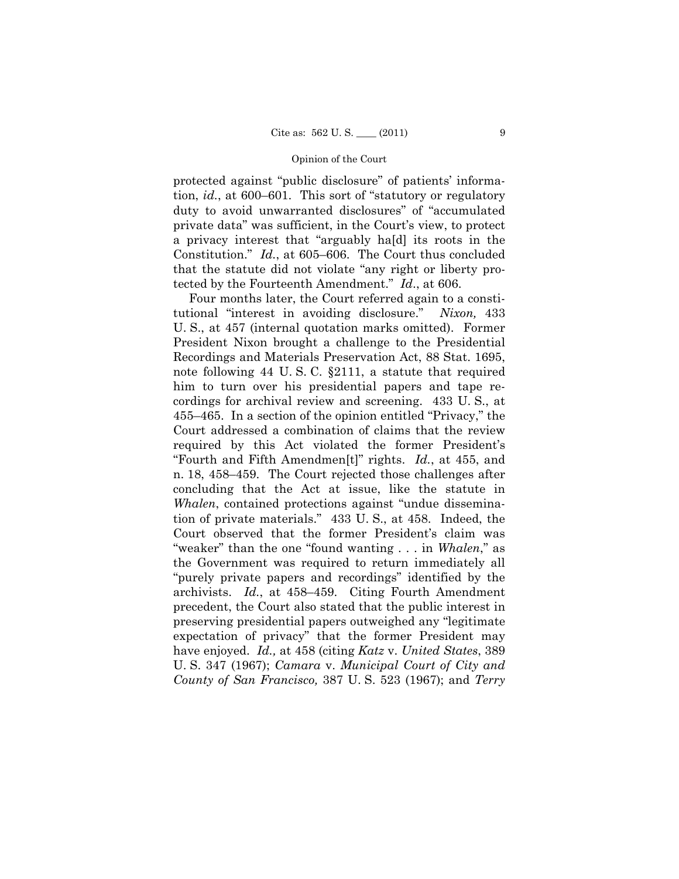protected against "public disclosure" of patients' information, *id.*, at 600–601. This sort of "statutory or regulatory duty to avoid unwarranted disclosures" of "accumulated private data" was sufficient, in the Court's view, to protect a privacy interest that "arguably ha[d] its roots in the Constitution." *Id.*, at 605–606. The Court thus concluded that the statute did not violate "any right or liberty protected by the Fourteenth Amendment." *Id*., at 606.

Four months later, the Court referred again to a constitutional "interest in avoiding disclosure." *Nixon,* 433 U. S., at 457 (internal quotation marks omitted). Former President Nixon brought a challenge to the Presidential Recordings and Materials Preservation Act, 88 Stat. 1695, note following 44 U. S. C. §2111, a statute that required him to turn over his presidential papers and tape recordings for archival review and screening. 433 U. S., at 455–465. In a section of the opinion entitled "Privacy," the Court addressed a combination of claims that the review required by this Act violated the former President's "Fourth and Fifth Amendmen[t]" rights. *Id.*, at 455, and n. 18, 458–459. The Court rejected those challenges after concluding that the Act at issue, like the statute in *Whalen*, contained protections against "undue dissemination of private materials." 433 U. S., at 458. Indeed, the Court observed that the former President's claim was "weaker" than the one "found wanting . . . in *Whalen*," as the Government was required to return immediately all "purely private papers and recordings" identified by the archivists. *Id.*, at 458–459. Citing Fourth Amendment precedent, the Court also stated that the public interest in preserving presidential papers outweighed any "legitimate expectation of privacy" that the former President may have enjoyed. *Id.,* at 458 (citing *Katz* v. *United States*, 389 U. S. 347 (1967); *Camara* v. *Municipal Court of City and County of San Francisco,* 387 U. S. 523 (1967); and *Terry*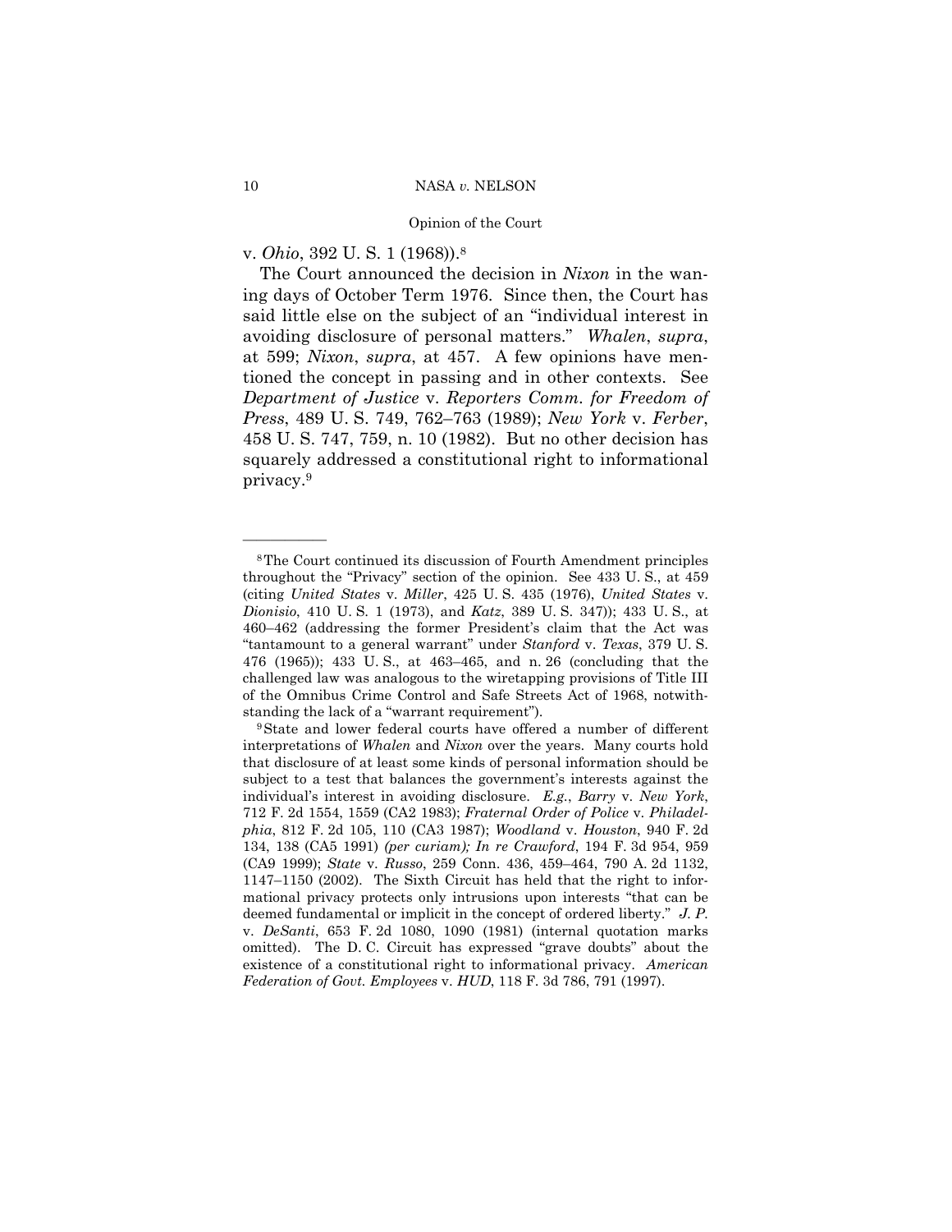v. *Ohio*, 392 U. S. 1 (1968)).[8]

The Court announced the decision in *Nixon* in the waning days of October Term 1976. Since then, the Court has said little else on the subject of an "individual interest in avoiding disclosure of personal matters." *Whalen*, *supra*, at 599; *Nixon*, *supra*, at 457. A few opinions have mentioned the concept in passing and in other contexts. See *Department of Justice* v. *Reporters Comm. for Freedom of Press*, 489 U. S. 749, 762–763 (1989); *New York* v. *Ferber*, 458 U. S. 747, 759, n. 10 (1982). But no other decision has squarely addressed a constitutional right to informational privacy.[9]

---

[8] The Court continued its discussion of Fourth Amendment principles throughout the "Privacy" section of the opinion. See 433 U. S., at 459 (citing *United States* v. *Miller*, 425 U. S. 435 (1976), *United States* v. *Dionisio*, 410 U. S. 1 (1973), and *Katz*, 389 U. S. 347)); 433 U. S., at 460–462 (addressing the former President's claim that the Act was "tantamount to a general warrant" under *Stanford* v. *Texas*, 379 U. S. 476 (1965)); 433 U. S., at 463–465, and n. 26 (concluding that the challenged law was analogous to the wiretapping provisions of Title III of the Omnibus Crime Control and Safe Streets Act of 1968, notwithstanding the lack of a "warrant requirement").

[9] State and lower federal courts have offered a number of different interpretations of *Whalen* and *Nixon* over the years. Many courts hold that disclosure of at least some kinds of personal information should be subject to a test that balances the government's interests against the individual's interest in avoiding disclosure. *E.g.*, *Barry* v. *New York*, 712 F. 2d 1554, 1559 (CA2 1983); *Fraternal Order of Police* v. *Philadelphia*, 812 F. 2d 105, 110 (CA3 1987); *Woodland* v. *Houston*, 940 F. 2d 134, 138 (CA5 1991) *(per curiam); In re Crawford*, 194 F. 3d 954, 959 (CA9 1999); *State* v. *Russo*, 259 Conn. 436, 459–464, 790 A. 2d 1132, 1147–1150 (2002). The Sixth Circuit has held that the right to informational privacy protects only intrusions upon interests "that can be deemed fundamental or implicit in the concept of ordered liberty." *J. P.* v. *DeSanti*, 653 F. 2d 1080, 1090 (1981) (internal quotation marks omitted). The D. C. Circuit has expressed "grave doubts" about the existence of a constitutional right to informational privacy. *American Federation of Govt. Employees* v. *HUD*, 118 F. 3d 786, 791 (1997).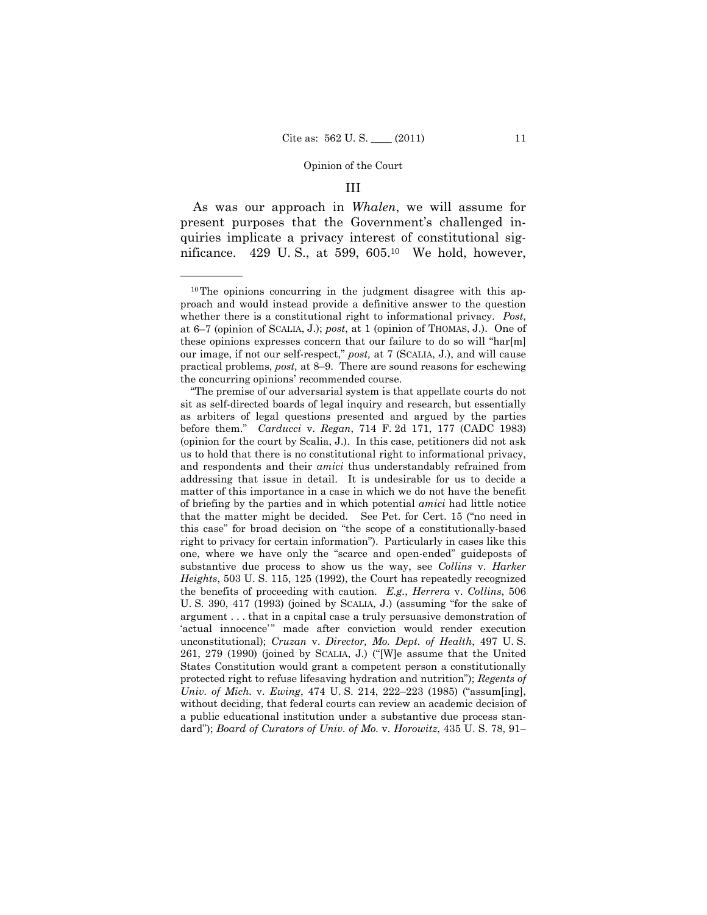## III

As was our approach in *Whalen*, we will assume for present purposes that the Government's challenged inquiries implicate a privacy interest of constitutional significance. 429 U. S., at 599, 605.[10] We hold, however,

---

[10] The opinions concurring in the judgment disagree with this approach and would instead provide a definitive answer to the question whether there is a constitutional right to informational privacy. *Post*, at 6–7 (opinion of SCALIA, J.); *post*, at 1 (opinion of THOMAS, J.). One of these opinions expresses concern that our failure to do so will "har[m] our image, if not our self-respect," *post,* at 7 (SCALIA, J.), and will cause practical problems, *post,* at 8–9. There are sound reasons for eschewing the concurring opinions' recommended course.

"The premise of our adversarial system is that appellate courts do not sit as self-directed boards of legal inquiry and research, but essentially as arbiters of legal questions presented and argued by the parties before them." *Carducci* v. *Regan*, 714 F. 2d 171, 177 (CADC 1983) (opinion for the court by Scalia, J.). In this case, petitioners did not ask us to hold that there is no constitutional right to informational privacy, and respondents and their *amici* thus understandably refrained from addressing that issue in detail. It is undesirable for us to decide a matter of this importance in a case in which we do not have the benefit of briefing by the parties and in which potential *amici* had little notice that the matter might be decided. See Pet. for Cert. 15 ("no need in this case" for broad decision on "the scope of a constitutionally-based right to privacy for certain information"). Particularly in cases like this one, where we have only the "scarce and open-ended" guideposts of substantive due process to show us the way, see *Collins* v. *Harker Heights*, 503 U. S. 115, 125 (1992), the Court has repeatedly recognized the benefits of proceeding with caution. *E.g.*, *Herrera* v. *Collins*, 506 U. S. 390, 417 (1993) (joined by SCALIA, J.) (assuming "for the sake of argument . . . that in a capital case a truly persuasive demonstration of 'actual innocence'" made after conviction would render execution unconstitutional); *Cruzan* v. *Director, Mo. Dept. of Health*, 497 U. S. 261, 279 (1990) (joined by SCALIA, J.) ("[W]e assume that the United States Constitution would grant a competent person a constitutionally protected right to refuse lifesaving hydration and nutrition"); *Regents of Univ. of Mich.* v. *Ewing*, 474 U. S. 214, 222–223 (1985) ("assum[ing], without deciding, that federal courts can review an academic decision of a public educational institution under a substantive due process standard"); *Board of Curators of Univ. of Mo.* v. *Horowitz*, 435 U. S. 78, 91–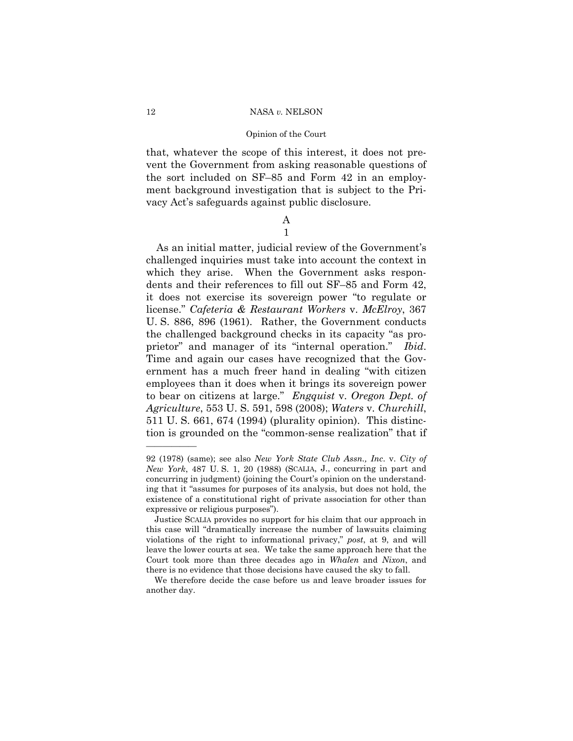that, whatever the scope of this interest, it does not prevent the Government from asking reasonable questions of the sort included on SF–85 and Form 42 in an employment background investigation that is subject to the Privacy Act's safeguards against public disclosure.

## A

### 1

As an initial matter, judicial review of the Government's challenged inquiries must take into account the context in which they arise. When the Government asks respondents and their references to fill out SF–85 and Form 42, it does not exercise its sovereign power "to regulate or license." *Cafeteria & Restaurant Workers* v. *McElroy*, 367 U. S. 886, 896 (1961). Rather, the Government conducts the challenged background checks in its capacity "as proprietor" and manager of its "internal operation." *Ibid*. Time and again our cases have recognized that the Government has a much freer hand in dealing "with citizen employees than it does when it brings its sovereign power to bear on citizens at large." *Engquist* v. *Oregon Dept. of Agriculture*, 553 U. S. 591, 598 (2008); *Waters* v. *Churchill*, 511 U. S. 661, 674 (1994) (plurality opinion). This distinction is grounded on the "common-sense realization" that if

---

92 (1978) (same); see also *New York State Club Assn., Inc.* v. *City of New York*, 487 U. S. 1, 20 (1988) (SCALIA, J., concurring in part and concurring in judgment) (joining the Court's opinion on the understanding that it "assumes for purposes of its analysis, but does not hold, the existence of a constitutional right of private association for other than expressive or religious purposes").

Justice SCALIA provides no support for his claim that our approach in this case will "dramatically increase the number of lawsuits claiming violations of the right to informational privacy," *post*, at 9, and will leave the lower courts at sea. We take the same approach here that the Court took more than three decades ago in *Whalen* and *Nixon*, and there is no evidence that those decisions have caused the sky to fall.

We therefore decide the case before us and leave broader issues for another day.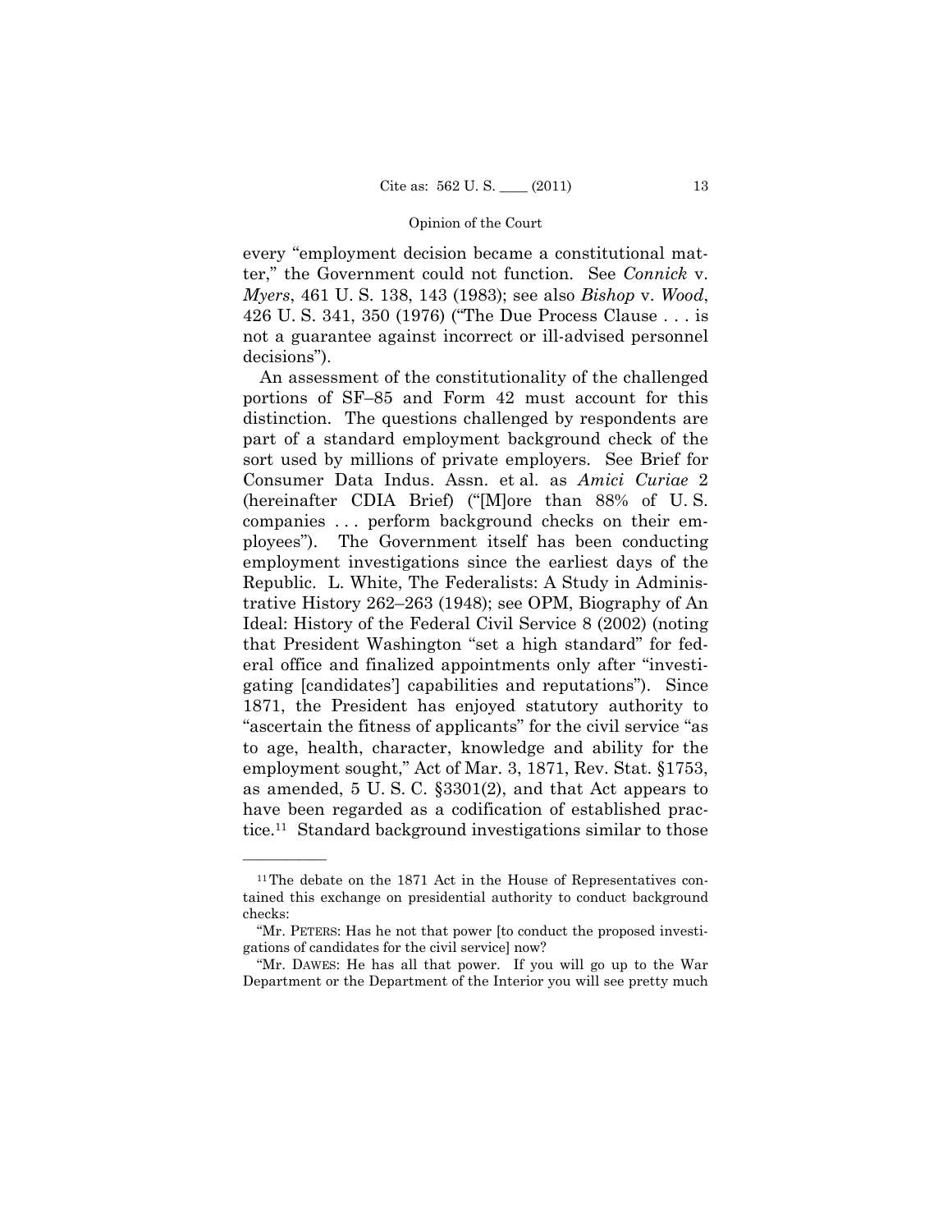every "employment decision became a constitutional matter," the Government could not function. See *Connick* v. *Myers*, 461 U. S. 138, 143 (1983); see also *Bishop* v. *Wood*, 426 U. S. 341, 350 (1976) ("The Due Process Clause . . . is not a guarantee against incorrect or ill-advised personnel decisions").

An assessment of the constitutionality of the challenged portions of SF–85 and Form 42 must account for this distinction. The questions challenged by respondents are part of a standard employment background check of the sort used by millions of private employers. See Brief for Consumer Data Indus. Assn. et al. as *Amici Curiae* 2 (hereinafter CDIA Brief) ("[M]ore than 88% of U. S. companies . . . perform background checks on their employees"). The Government itself has been conducting employment investigations since the earliest days of the Republic. L. White, The Federalists: A Study in Administrative History 262–263 (1948); see OPM, Biography of An Ideal: History of the Federal Civil Service 8 (2002) (noting that President Washington "set a high standard" for federal office and finalized appointments only after "investigating [candidates'] capabilities and reputations"). Since 1871, the President has enjoyed statutory authority to "ascertain the fitness of applicants" for the civil service "as to age, health, character, knowledge and ability for the employment sought," Act of Mar. 3, 1871, Rev. Stat. §1753, as amended, 5 U. S. C. §3301(2), and that Act appears to have been regarded as a codification of established practice.[11] Standard background investigations similar to those

---

[11] The debate on the 1871 Act in the House of Representatives contained this exchange on presidential authority to conduct background checks:

"Mr. PETERS: Has he not that power [to conduct the proposed investigations of candidates for the civil service] now?

"Mr. DAWES: He has all that power. If you will go up to the War Department or the Department of the Interior you will see pretty much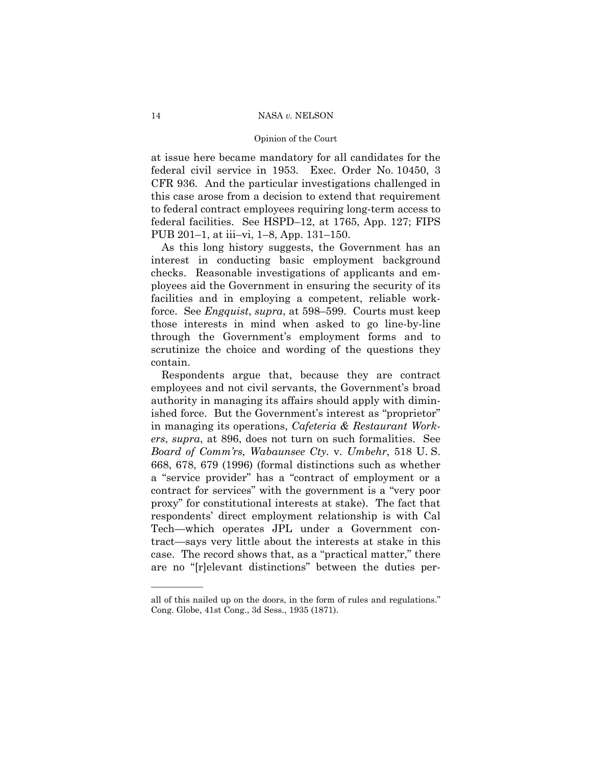at issue here became mandatory for all candidates for the federal civil service in 1953. Exec. Order No. 10450, 3 CFR 936. And the particular investigations challenged in this case arose from a decision to extend that requirement to federal contract employees requiring long-term access to federal facilities. See HSPD–12, at 1765, App. 127; FIPS PUB 201–1, at iii–vi, 1–8, App. 131–150.

As this long history suggests, the Government has an interest in conducting basic employment background checks. Reasonable investigations of applicants and employees aid the Government in ensuring the security of its facilities and in employing a competent, reliable workforce. See *Engquist*, *supra*, at 598–599. Courts must keep those interests in mind when asked to go line-by-line through the Government's employment forms and to scrutinize the choice and wording of the questions they contain.

Respondents argue that, because they are contract employees and not civil servants, the Government's broad authority in managing its affairs should apply with diminished force. But the Government's interest as "proprietor" in managing its operations, *Cafeteria & Restaurant Workers*, *supra*, at 896, does not turn on such formalities. See *Board of Comm'rs, Wabaunsee Cty.* v. *Umbehr*, 518 U. S. 668, 678, 679 (1996) (formal distinctions such as whether a "service provider" has a "contract of employment or a contract for services" with the government is a "very poor proxy" for constitutional interests at stake). The fact that respondents' direct employment relationship is with Cal Tech—which operates JPL under a Government contract—says very little about the interests at stake in this case. The record shows that, as a "practical matter," there are no "[r]elevant distinctions" between the duties per-

---

all of this nailed up on the doors, in the form of rules and regulations." Cong. Globe, 41st Cong., 3d Sess., 1935 (1871).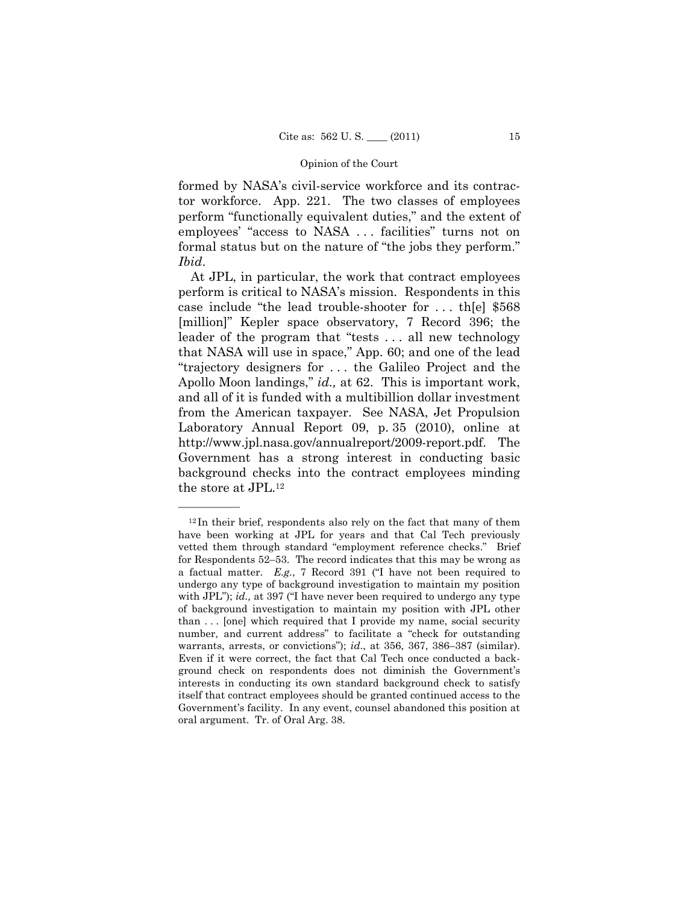formed by NASA's civil-service workforce and its contractor workforce. App. 221. The two classes of employees perform "functionally equivalent duties," and the extent of employees' "access to NASA . . . facilities" turns not on formal status but on the nature of "the jobs they perform." *Ibid*.

At JPL, in particular, the work that contract employees perform is critical to NASA's mission. Respondents in this case include "the lead trouble-shooter for . . . th[e] $568 [million]" Kepler space observatory, 7 Record 396; the leader of the program that "tests . . . all new technology that NASA will use in space," App. 60; and one of the lead "trajectory designers for . . . the Galileo Project and the Apollo Moon landings," *id.,* at 62. This is important work, and all of it is funded with a multibillion dollar investment from the American taxpayer. See NASA, Jet Propulsion Laboratory Annual Report 09, p. 35 (2010), online at http://www.jpl.nasa.gov/annualreport/2009-report.pdf. The Government has a strong interest in conducting basic background checks into the contract employees minding the store at JPL.[12]

---

[12] In their brief, respondents also rely on the fact that many of them have been working at JPL for years and that Cal Tech previously vetted them through standard "employment reference checks." Brief for Respondents 52–53. The record indicates that this may be wrong as a factual matter. *E.g.*, 7 Record 391 ("I have not been required to undergo any type of background investigation to maintain my position with JPL"); *id.,* at 397 ("I have never been required to undergo any type of background investigation to maintain my position with JPL other than . . . [one] which required that I provide my name, social security number, and current address" to facilitate a "check for outstanding warrants, arrests, or convictions"); *id.*, at 356, 367, 386–387 (similar). Even if it were correct, the fact that Cal Tech once conducted a background check on respondents does not diminish the Government's interests in conducting its own standard background check to satisfy itself that contract employees should be granted continued access to the Government's facility. In any event, counsel abandoned this position at oral argument. Tr. of Oral Arg. 38.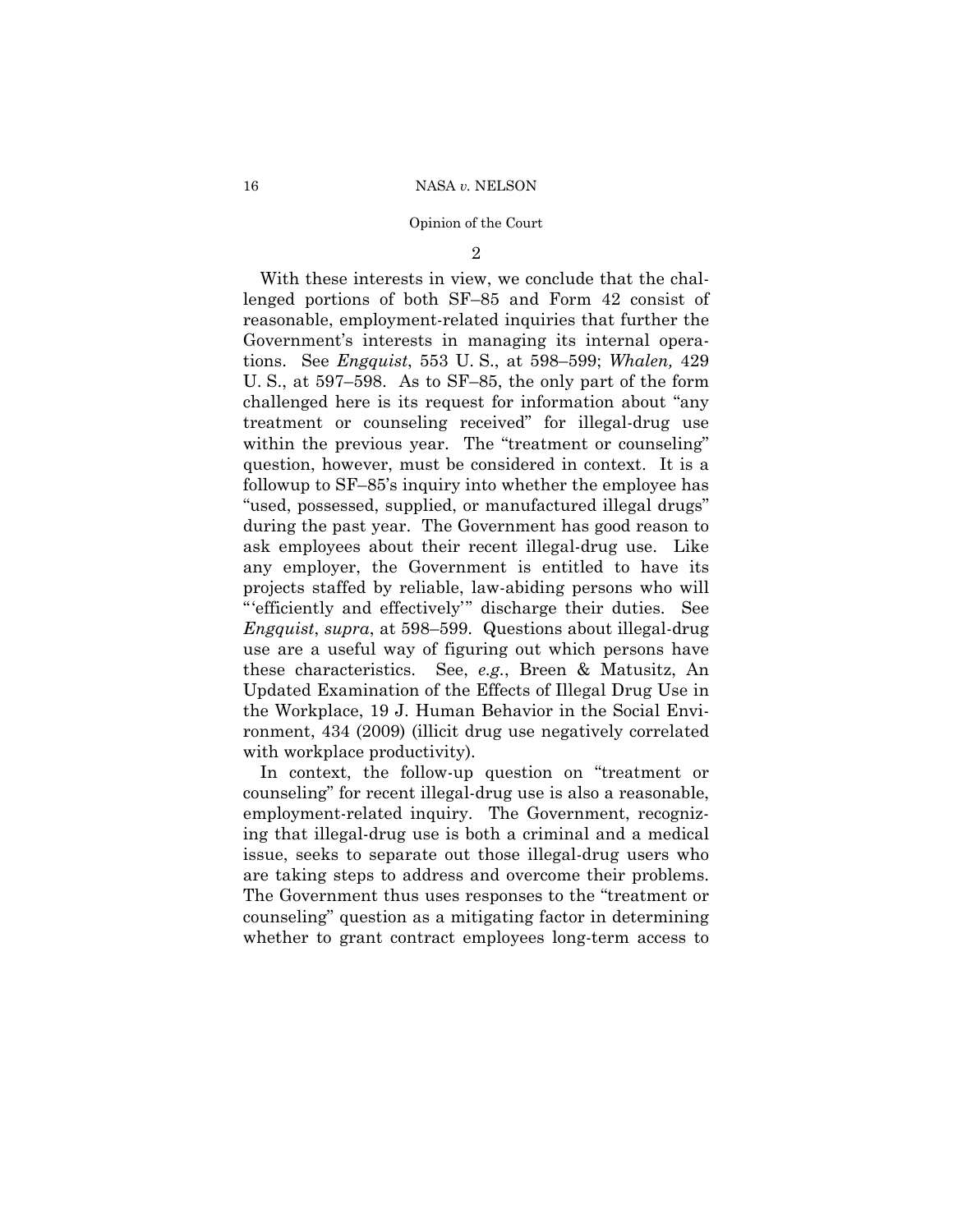2

With these interests in view, we conclude that the challenged portions of both SF–85 and Form 42 consist of reasonable, employment-related inquiries that further the Government's interests in managing its internal operations. See *Engquist*, 553 U. S., at 598–599; *Whalen,* 429 U. S., at 597–598. As to SF–85, the only part of the form challenged here is its request for information about "any treatment or counseling received" for illegal-drug use within the previous year. The "treatment or counseling" question, however, must be considered in context. It is a followup to SF–85's inquiry into whether the employee has "used, possessed, supplied, or manufactured illegal drugs" during the past year. The Government has good reason to ask employees about their recent illegal-drug use. Like any employer, the Government is entitled to have its projects staffed by reliable, law-abiding persons who will "'efficiently and effectively'" discharge their duties. See *Engquist*, *supra*, at 598–599. Questions about illegal-drug use are a useful way of figuring out which persons have these characteristics. See, *e.g.*, Breen & Matusitz, An Updated Examination of the Effects of Illegal Drug Use in the Workplace, 19 J. Human Behavior in the Social Environment, 434 (2009) (illicit drug use negatively correlated with workplace productivity).

In context, the follow-up question on "treatment or counseling" for recent illegal-drug use is also a reasonable, employment-related inquiry. The Government, recognizing that illegal-drug use is both a criminal and a medical issue, seeks to separate out those illegal-drug users who are taking steps to address and overcome their problems. The Government thus uses responses to the "treatment or counseling" question as a mitigating factor in determining whether to grant contract employees long-term access to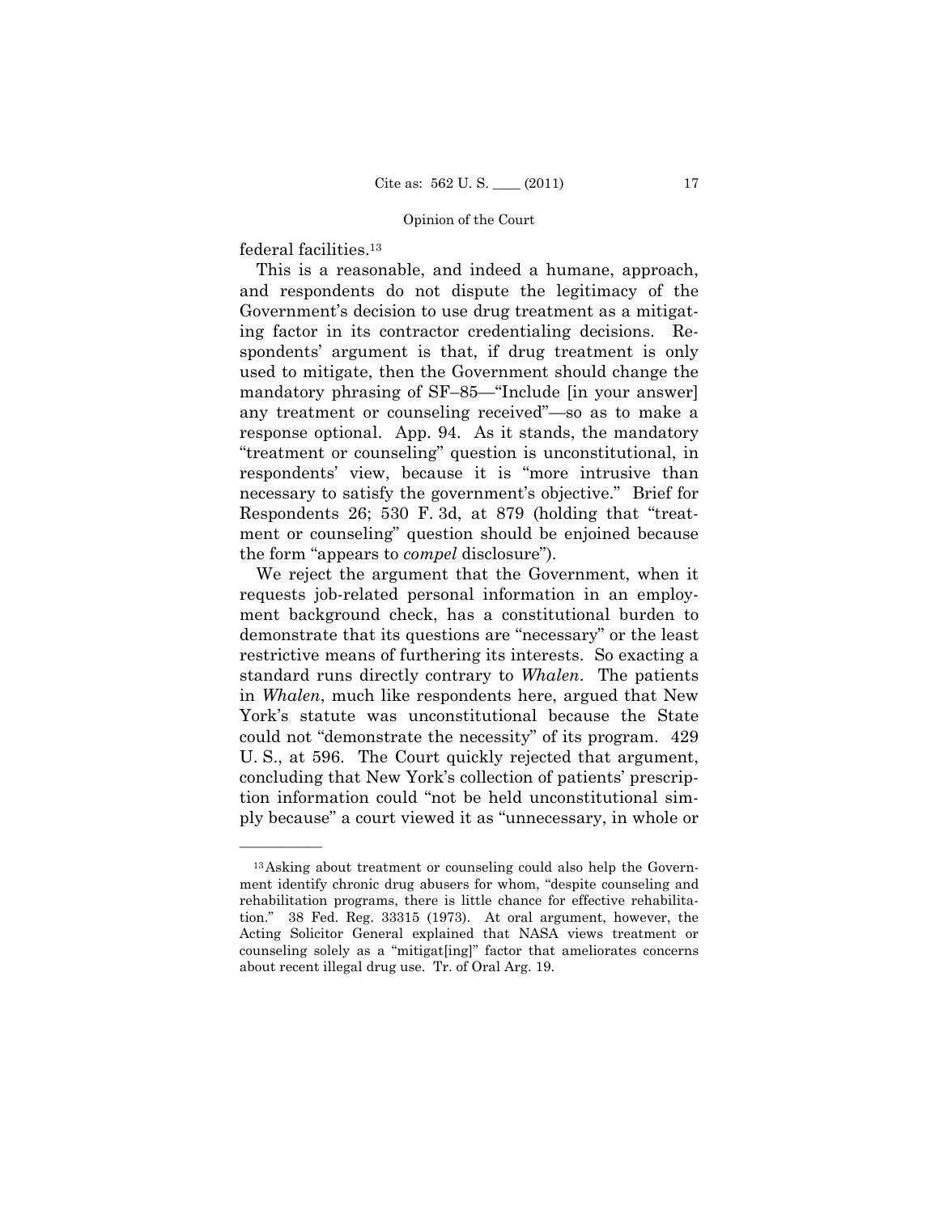federal facilities.[13]

This is a reasonable, and indeed a humane, approach, and respondents do not dispute the legitimacy of the Government's decision to use drug treatment as a mitigating factor in its contractor credentialing decisions. Respondents' argument is that, if drug treatment is only used to mitigate, then the Government should change the mandatory phrasing of SF–85—"Include [in your answer] any treatment or counseling received"—so as to make a response optional. App. 94. As it stands, the mandatory "treatment or counseling" question is unconstitutional, in respondents' view, because it is "more intrusive than necessary to satisfy the government's objective." Brief for Respondents 26; 530 F. 3d, at 879 (holding that "treatment or counseling" question should be enjoined because the form "appears to *compel* disclosure").

We reject the argument that the Government, when it requests job-related personal information in an employment background check, has a constitutional burden to demonstrate that its questions are "necessary" or the least restrictive means of furthering its interests. So exacting a standard runs directly contrary to *Whalen*. The patients in *Whalen*, much like respondents here, argued that New York's statute was unconstitutional because the State could not "demonstrate the necessity" of its program. 429 U. S., at 596. The Court quickly rejected that argument, concluding that New York's collection of patients' prescription information could "not be held unconstitutional simply because" a court viewed it as "unnecessary, in whole or

---

[13] Asking about treatment or counseling could also help the Government identify chronic drug abusers for whom, "despite counseling and rehabilitation programs, there is little chance for effective rehabilitation." 38 Fed. Reg. 33315 (1973). At oral argument, however, the Acting Solicitor General explained that NASA views treatment or counseling solely as a "mitigat[ing]" factor that ameliorates concerns about recent illegal drug use. Tr. of Oral Arg. 19.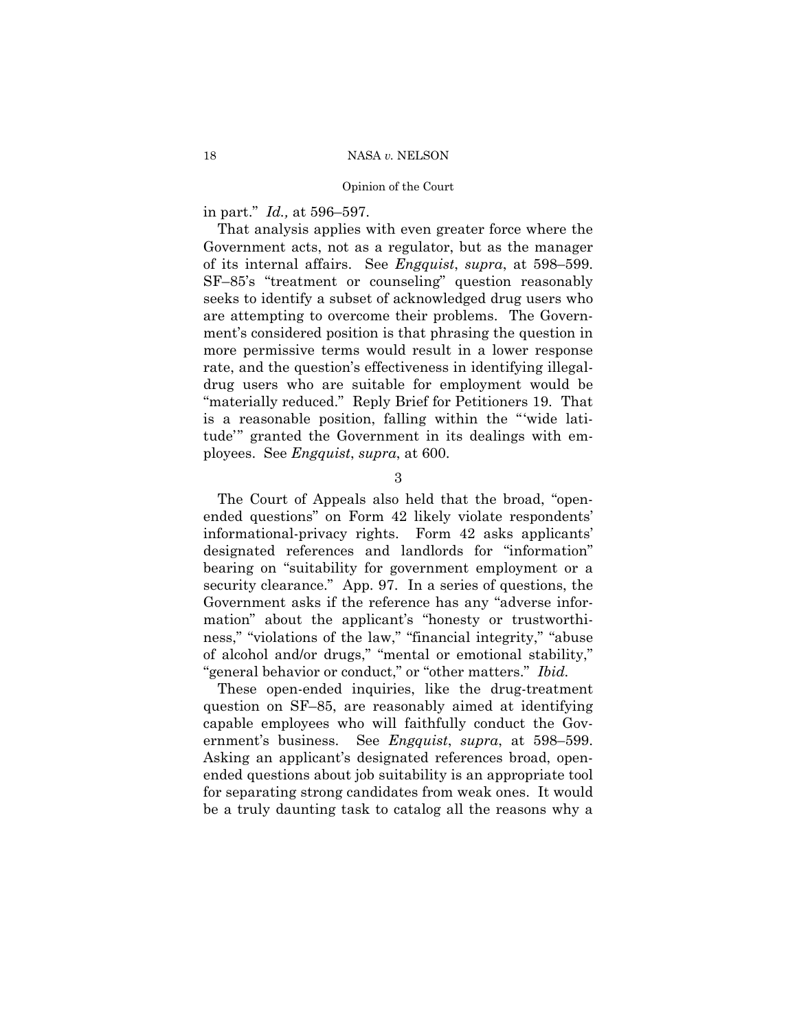in part." *Id.,* at 596–597.

That analysis applies with even greater force where the Government acts, not as a regulator, but as the manager of its internal affairs. See *Engquist*, *supra*, at 598–599. SF–85's "treatment or counseling" question reasonably seeks to identify a subset of acknowledged drug users who are attempting to overcome their problems. The Government's considered position is that phrasing the question in more permissive terms would result in a lower response rate, and the question's effectiveness in identifying illegal-drug users who are suitable for employment would be "materially reduced." Reply Brief for Petitioners 19. That is a reasonable position, falling within the "'wide latitude'" granted the Government in its dealings with employees. See *Engquist*, *supra*, at 600.

3

The Court of Appeals also held that the broad, "open-ended questions" on Form 42 likely violate respondents' informational-privacy rights. Form 42 asks applicants' designated references and landlords for "information" bearing on "suitability for government employment or a security clearance." App. 97. In a series of questions, the Government asks if the reference has any "adverse information" about the applicant's "honesty or trustworthiness," "violations of the law," "financial integrity," "abuse of alcohol and/or drugs," "mental or emotional stability," "general behavior or conduct," or "other matters." *Ibid.*

These open-ended inquiries, like the drug-treatment question on SF–85, are reasonably aimed at identifying capable employees who will faithfully conduct the Government's business. See *Engquist*, *supra*, at 598–599. Asking an applicant's designated references broad, open-ended questions about job suitability is an appropriate tool for separating strong candidates from weak ones. It would be a truly daunting task to catalog all the reasons why a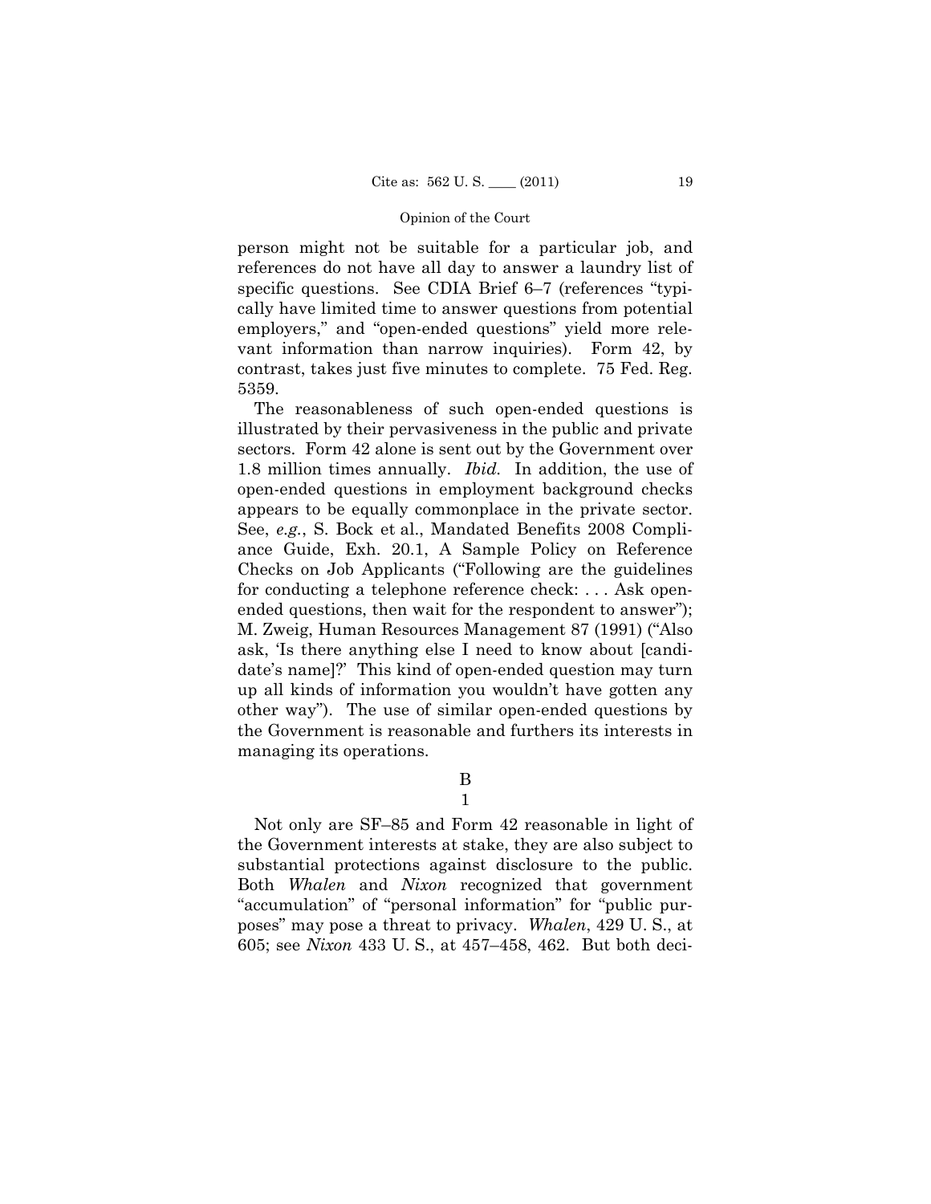person might not be suitable for a particular job, and references do not have all day to answer a laundry list of specific questions. See CDIA Brief 6–7 (references "typically have limited time to answer questions from potential employers," and "open-ended questions" yield more relevant information than narrow inquiries). Form 42, by contrast, takes just five minutes to complete. 75 Fed. Reg. 5359.

The reasonableness of such open-ended questions is illustrated by their pervasiveness in the public and private sectors. Form 42 alone is sent out by the Government over 1.8 million times annually. *Ibid.* In addition, the use of open-ended questions in employment background checks appears to be equally commonplace in the private sector. See, *e.g.*, S. Bock et al., Mandated Benefits 2008 Compliance Guide, Exh. 20.1, A Sample Policy on Reference Checks on Job Applicants ("Following are the guidelines for conducting a telephone reference check: . . . Ask open-ended questions, then wait for the respondent to answer"); M. Zweig, Human Resources Management 87 (1991) ("Also ask, 'Is there anything else I need to know about [candidate's name]?' This kind of open-ended question may turn up all kinds of information you wouldn't have gotten any other way"). The use of similar open-ended questions by the Government is reasonable and furthers its interests in managing its operations.

## B

### 1

Not only are SF–85 and Form 42 reasonable in light of the Government interests at stake, they are also subject to substantial protections against disclosure to the public. Both *Whalen* and *Nixon* recognized that government "accumulation" of "personal information" for "public purposes" may pose a threat to privacy. *Whalen*, 429 U. S., at 605; see *Nixon* 433 U. S., at 457–458, 462. But both deci-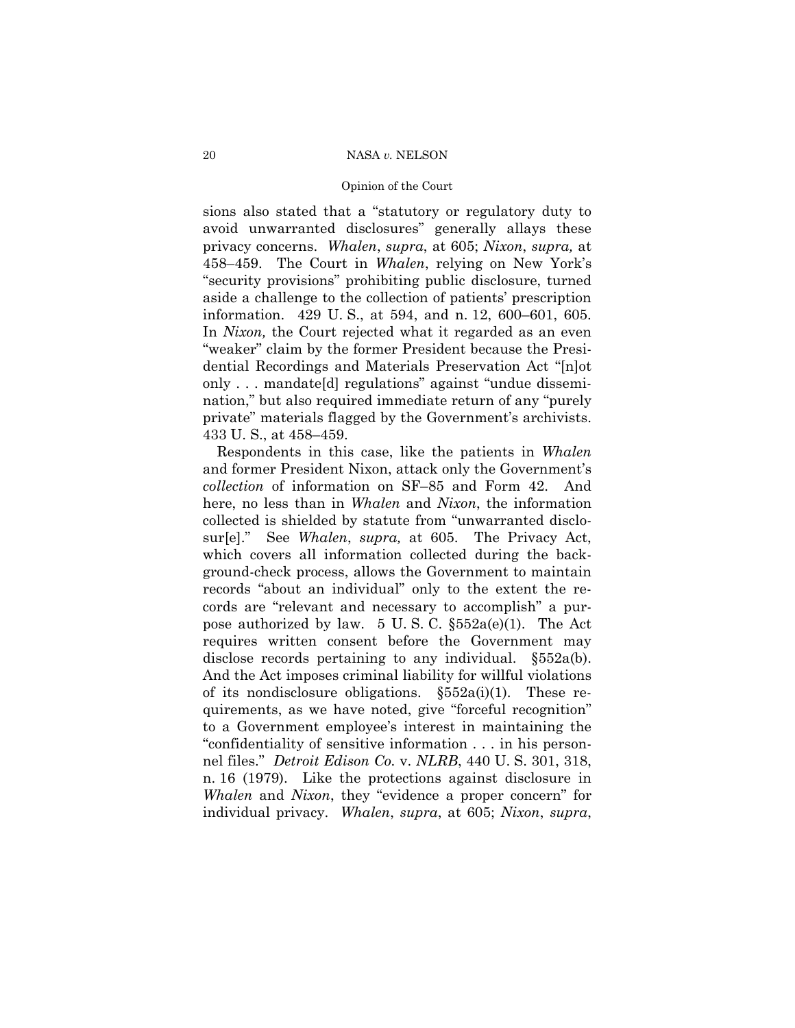sions also stated that a "statutory or regulatory duty to avoid unwarranted disclosures" generally allays these privacy concerns. *Whalen*, *supra*, at 605; *Nixon*, *supra,* at 458–459. The Court in *Whalen*, relying on New York's "security provisions" prohibiting public disclosure, turned aside a challenge to the collection of patients' prescription information. 429 U. S., at 594, and n. 12, 600–601, 605. In *Nixon,* the Court rejected what it regarded as an even "weaker" claim by the former President because the Presidential Recordings and Materials Preservation Act "[n]ot only . . . mandate[d] regulations" against "undue dissemination," but also required immediate return of any "purely private" materials flagged by the Government's archivists. 433 U. S., at 458–459.

Respondents in this case, like the patients in *Whalen* and former President Nixon, attack only the Government's *collection* of information on SF–85 and Form 42. And here, no less than in *Whalen* and *Nixon*, the information collected is shielded by statute from "unwarranted disclosur[e]." See *Whalen*, *supra,* at 605. The Privacy Act, which covers all information collected during the background-check process, allows the Government to maintain records "about an individual" only to the extent the records are "relevant and necessary to accomplish" a purpose authorized by law. 5 U. S. C. §552a(e)(1). The Act requires written consent before the Government may disclose records pertaining to any individual. §552a(b). And the Act imposes criminal liability for willful violations of its nondisclosure obligations. §552a(i)(1). These requirements, as we have noted, give "forceful recognition" to a Government employee's interest in maintaining the "confidentiality of sensitive information . . . in his personnel files." *Detroit Edison Co.* v. *NLRB*, 440 U. S. 301, 318, n. 16 (1979). Like the protections against disclosure in *Whalen* and *Nixon*, they "evidence a proper concern" for individual privacy. *Whalen*, *supra*, at 605; *Nixon*, *supra*,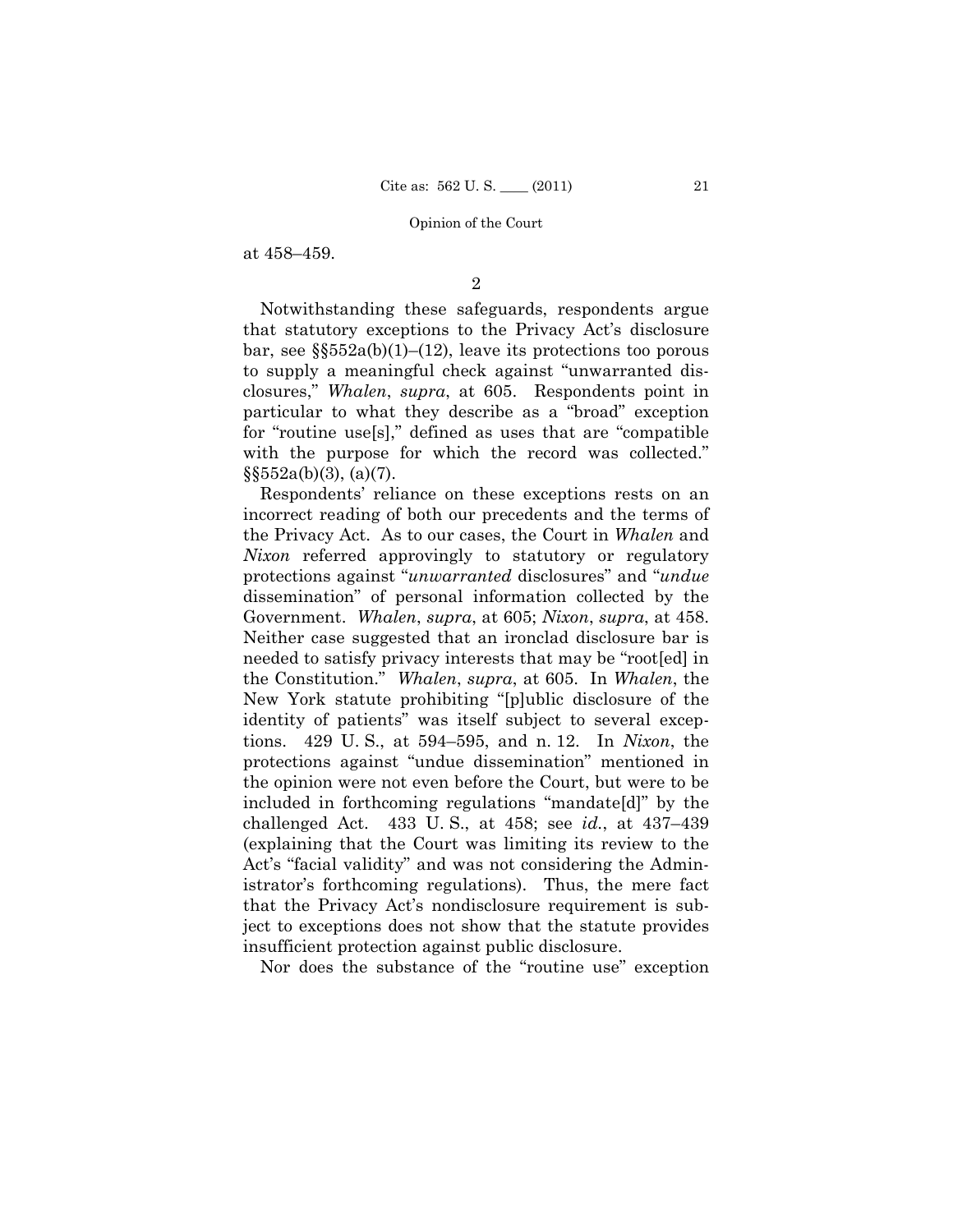at 458–459.

2

Notwithstanding these safeguards, respondents argue that statutory exceptions to the Privacy Act's disclosure bar, see §§552a(b)(1)–(12), leave its protections too porous to supply a meaningful check against "unwarranted disclosures," *Whalen*, *supra*, at 605. Respondents point in particular to what they describe as a "broad" exception for "routine use[s]," defined as uses that are "compatible with the purpose for which the record was collected." §§552a(b)(3), (a)(7).

Respondents' reliance on these exceptions rests on an incorrect reading of both our precedents and the terms of the Privacy Act. As to our cases, the Court in *Whalen* and *Nixon* referred approvingly to statutory or regulatory protections against "*unwarranted* disclosures" and "*undue* dissemination" of personal information collected by the Government. *Whalen*, *supra*, at 605; *Nixon*, *supra*, at 458. Neither case suggested that an ironclad disclosure bar is needed to satisfy privacy interests that may be "root[ed] in the Constitution." *Whalen*, *supra*, at 605. In *Whalen*, the New York statute prohibiting "[p]ublic disclosure of the identity of patients" was itself subject to several exceptions. 429 U. S., at 594–595, and n. 12. In *Nixon*, the protections against "undue dissemination" mentioned in the opinion were not even before the Court, but were to be included in forthcoming regulations "mandate[d]" by the challenged Act. 433 U. S., at 458; see *id.*, at 437–439 (explaining that the Court was limiting its review to the Act's "facial validity" and was not considering the Administrator's forthcoming regulations). Thus, the mere fact that the Privacy Act's nondisclosure requirement is subject to exceptions does not show that the statute provides insufficient protection against public disclosure.

Nor does the substance of the "routine use" exception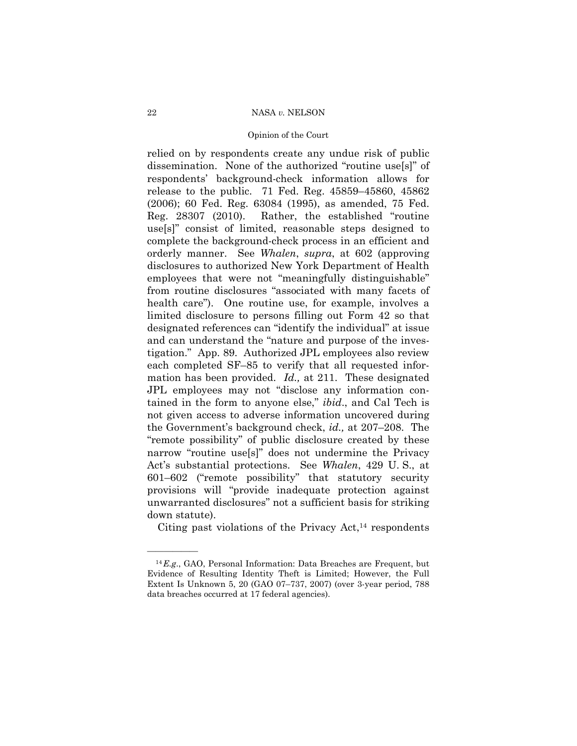relied on by respondents create any undue risk of public dissemination. None of the authorized "routine use[s]" of respondents' background-check information allows for release to the public. 71 Fed. Reg. 45859–45860, 45862 (2006); 60 Fed. Reg. 63084 (1995), as amended, 75 Fed. Reg. 28307 (2010). Rather, the established "routine use[s]" consist of limited, reasonable steps designed to complete the background-check process in an efficient and orderly manner. See *Whalen*, *supra*, at 602 (approving disclosures to authorized New York Department of Health employees that were not "meaningfully distinguishable" from routine disclosures "associated with many facets of health care"). One routine use, for example, involves a limited disclosure to persons filling out Form 42 so that designated references can "identify the individual" at issue and can understand the "nature and purpose of the investigation." App. 89. Authorized JPL employees also review each completed SF–85 to verify that all requested information has been provided. *Id.,* at 211. These designated JPL employees may not "disclose any information contained in the form to anyone else," *ibid*., and Cal Tech is not given access to adverse information uncovered during the Government's background check, *id.,* at 207–208. The "remote possibility" of public disclosure created by these narrow "routine use[s]" does not undermine the Privacy Act's substantial protections. See *Whalen*, 429 U. S., at 601–602 ("remote possibility" that statutory security provisions will "provide inadequate protection against unwarranted disclosures" not a sufficient basis for striking down statute).

Citing past violations of the Privacy Act,[14] respondents

---

[14] *E.g.*, GAO, Personal Information: Data Breaches are Frequent, but Evidence of Resulting Identity Theft is Limited; However, the Full Extent Is Unknown 5, 20 (GAO 07–737, 2007) (over 3-year period, 788 data breaches occurred at 17 federal agencies).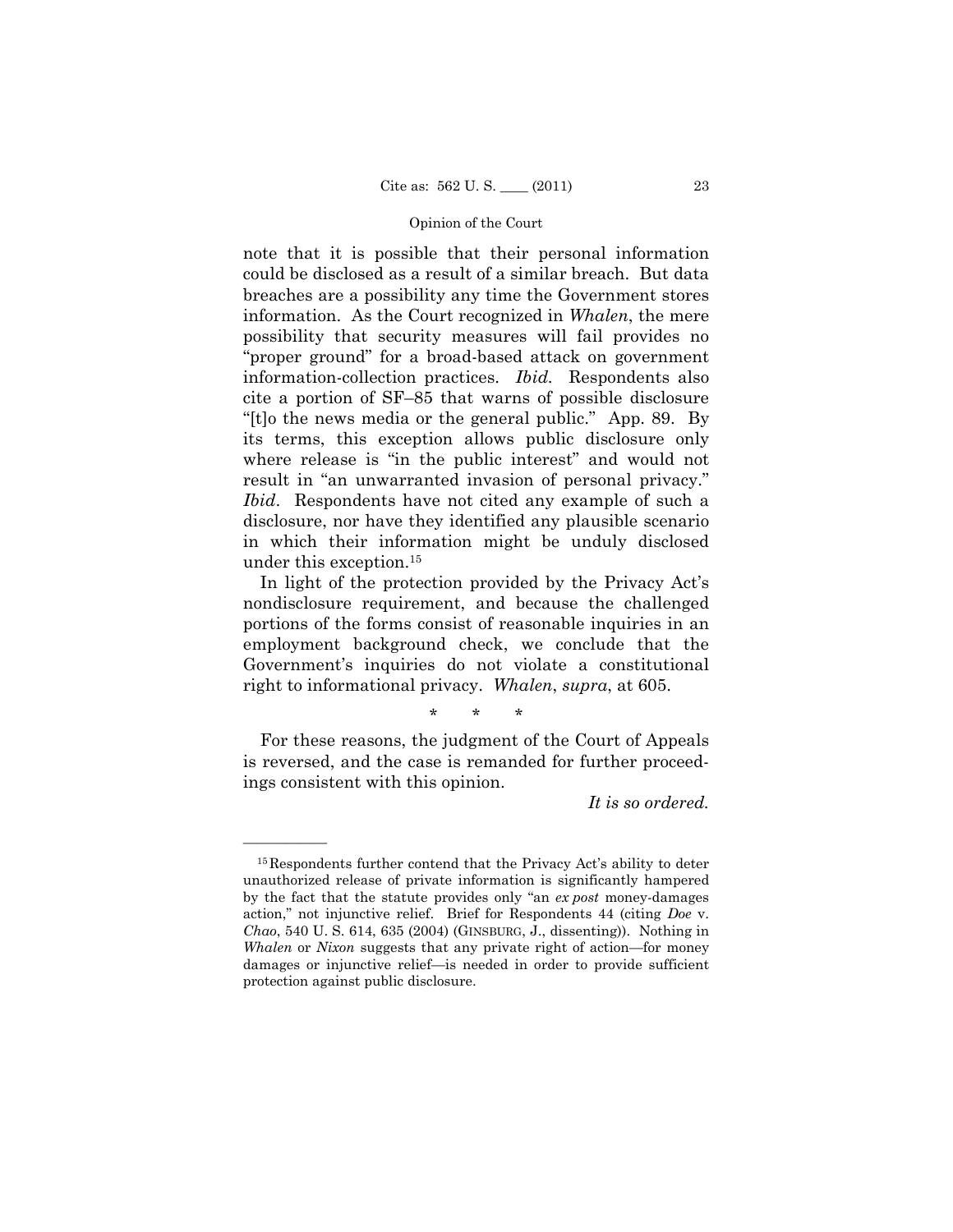note that it is possible that their personal information could be disclosed as a result of a similar breach. But data breaches are a possibility any time the Government stores information. As the Court recognized in *Whalen*, the mere possibility that security measures will fail provides no "proper ground" for a broad-based attack on government information-collection practices. *Ibid.* Respondents also cite a portion of SF–85 that warns of possible disclosure "[t]o the news media or the general public." App. 89. By its terms, this exception allows public disclosure only where release is "in the public interest" and would not result in "an unwarranted invasion of personal privacy." *Ibid*. Respondents have not cited any example of such a disclosure, nor have they identified any plausible scenario in which their information might be unduly disclosed under this exception.[15]

In light of the protection provided by the Privacy Act's nondisclosure requirement, and because the challenged portions of the forms consist of reasonable inquiries in an employment background check, we conclude that the Government's inquiries do not violate a constitutional right to informational privacy. *Whalen*, *supra*, at 605.

\* \* \*

For these reasons, the judgment of the Court of Appeals is reversed, and the case is remanded for further proceedings consistent with this opinion.

*It is so ordered.*

---

[15] Respondents further contend that the Privacy Act's ability to deter unauthorized release of private information is significantly hampered by the fact that the statute provides only "an *ex post* money-damages action," not injunctive relief. Brief for Respondents 44 (citing *Doe* v. *Chao*, 540 U. S. 614, 635 (2004) (GINSBURG, J., dissenting)). Nothing in *Whalen* or *Nixon* suggests that any private right of action—for money damages or injunctive relief—is needed in order to provide sufficient protection against public disclosure.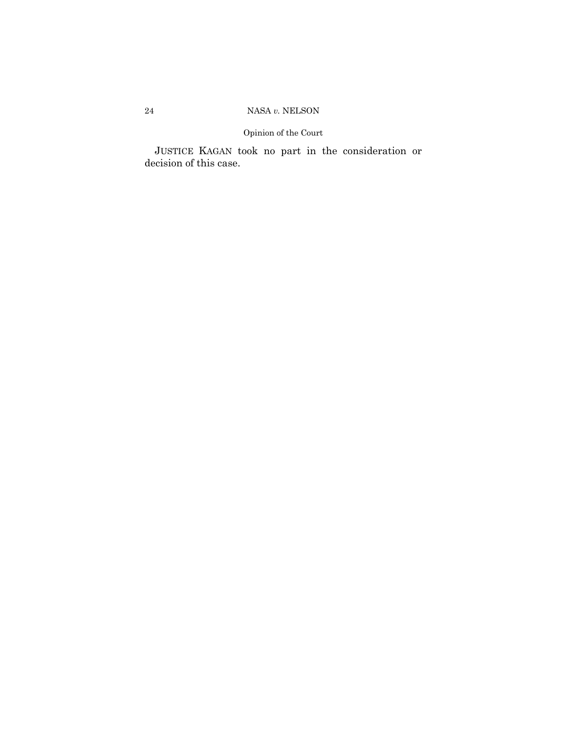JUSTICE KAGAN took no part in the consideration or decision of this case.